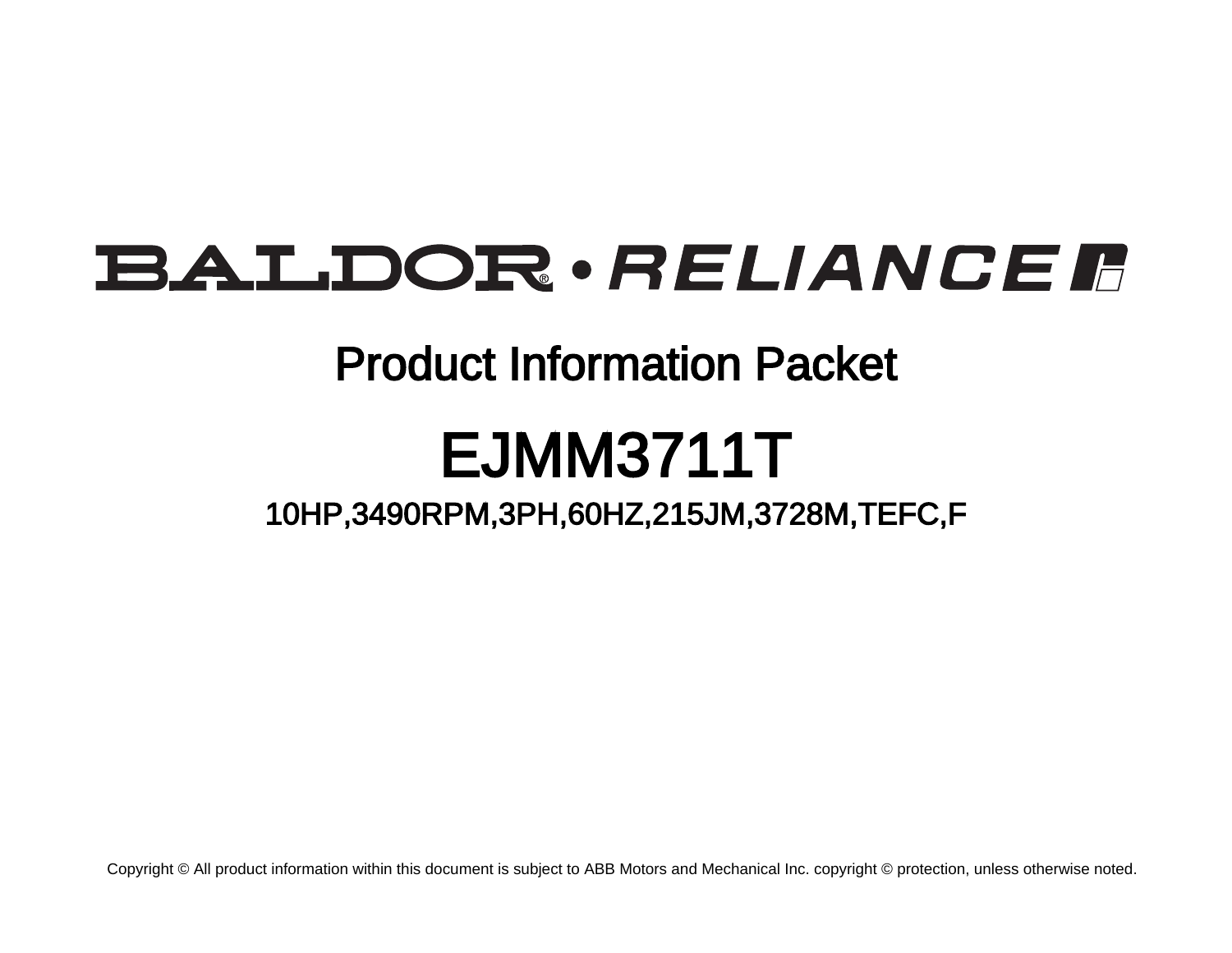# BALDOR® • RELIANCE

## Product Information Packet

# EJMM3711T

### 10HP,3490RPM,3PH,60HZ,215JM,3728M,TEFC,F

Copyright © All product information within this document is subject to ABB Motors and Mechanical Inc. copyright © protection, unless otherwise noted.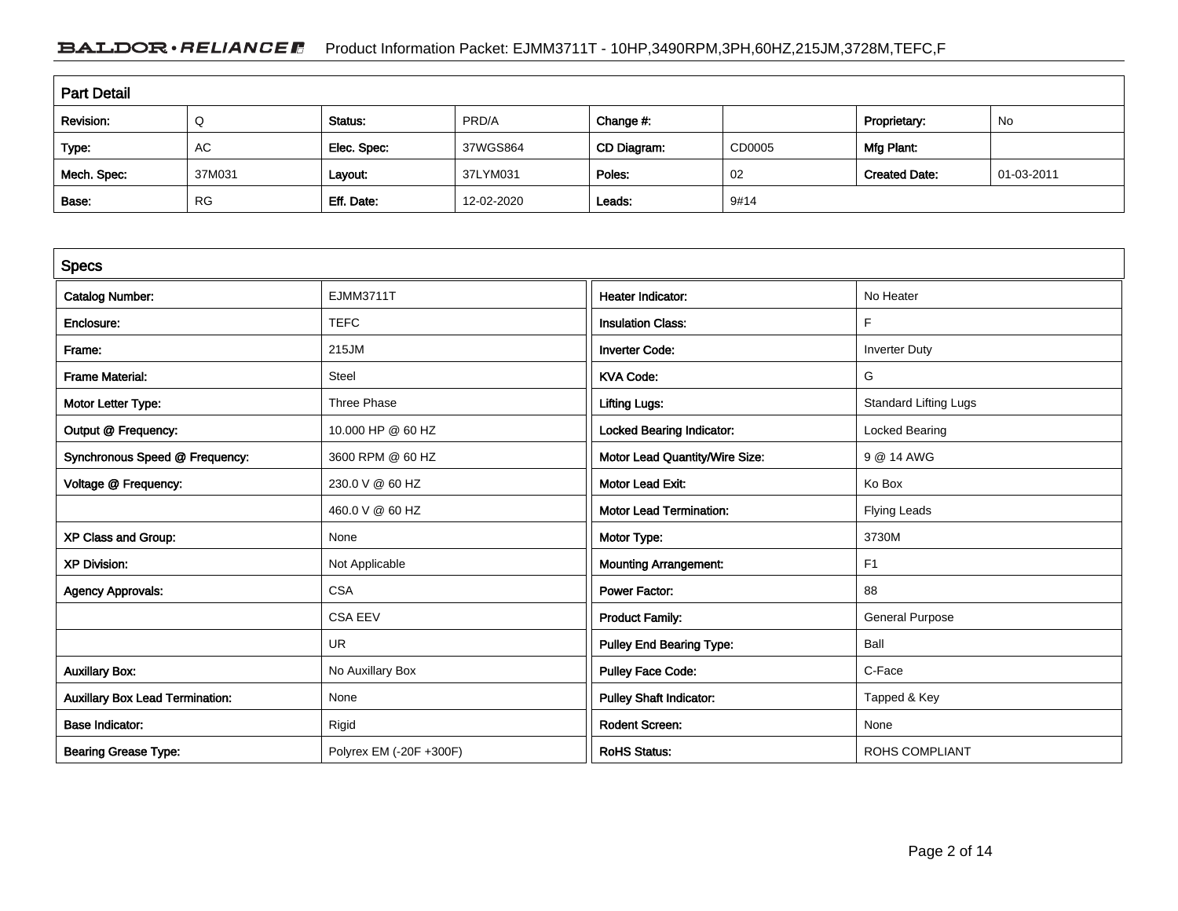## Part Detail

| Revision: | Q | Status: | PRD/A | Change #: | | Proprietary: | No |
|---|---|---|---|---|---|---|---|
| Type: | AC | Elec. Spec: | 37WGS864 | CD Diagram: | CD0005 | Mfg Plant: | |
| Mech. Spec: | 37M031 | Layout: | 37LYM031 | Poles: | 02 | Created Date: | 01-03-2011 |
| Base: | RG | Eff. Date: | 12-02-2020 | Leads: | 9#14 | | |

## Specs

| Catalog Number: | EJMM3711T | Heater Indicator: | No Heater |
|---|---|---|---|
| Enclosure: | TEFC | Insulation Class: | F |
| Frame: | 215JM | Inverter Code: | Inverter Duty |
| Frame Material: | Steel | KVA Code: | G |
| Motor Letter Type: | Three Phase | Lifting Lugs: | Standard Lifting Lugs |
| Output @ Frequency: | 10.000 HP @ 60 HZ | Locked Bearing Indicator: | Locked Bearing |
| Synchronous Speed @ Frequency: | 3600 RPM @ 60 HZ | Motor Lead Quantity/Wire Size: | 9 @ 14 AWG |
| Voltage @ Frequency: | 230.0 V @ 60 HZ | Motor Lead Exit: | Ko Box |
| | 460.0 V @ 60 HZ | Motor Lead Termination: | Flying Leads |
| XP Class and Group: | None | Motor Type: | 3730M |
| XP Division: | Not Applicable | Mounting Arrangement: | F1 |
| Agency Approvals: | CSA | Power Factor: | 88 |
| | CSA EEV | Product Family: | General Purpose |
| | UR | Pulley End Bearing Type: | Ball |
| Auxillary Box: | No Auxillary Box | Pulley Face Code: | C-Face |
| Auxillary Box Lead Termination: | None | Pulley Shaft Indicator: | Tapped & Key |
| Base Indicator: | Rigid | Rodent Screen: | None |
| Bearing Grease Type: | Polyrex EM (-20F +300F) | RoHS Status: | ROHS COMPLIANT |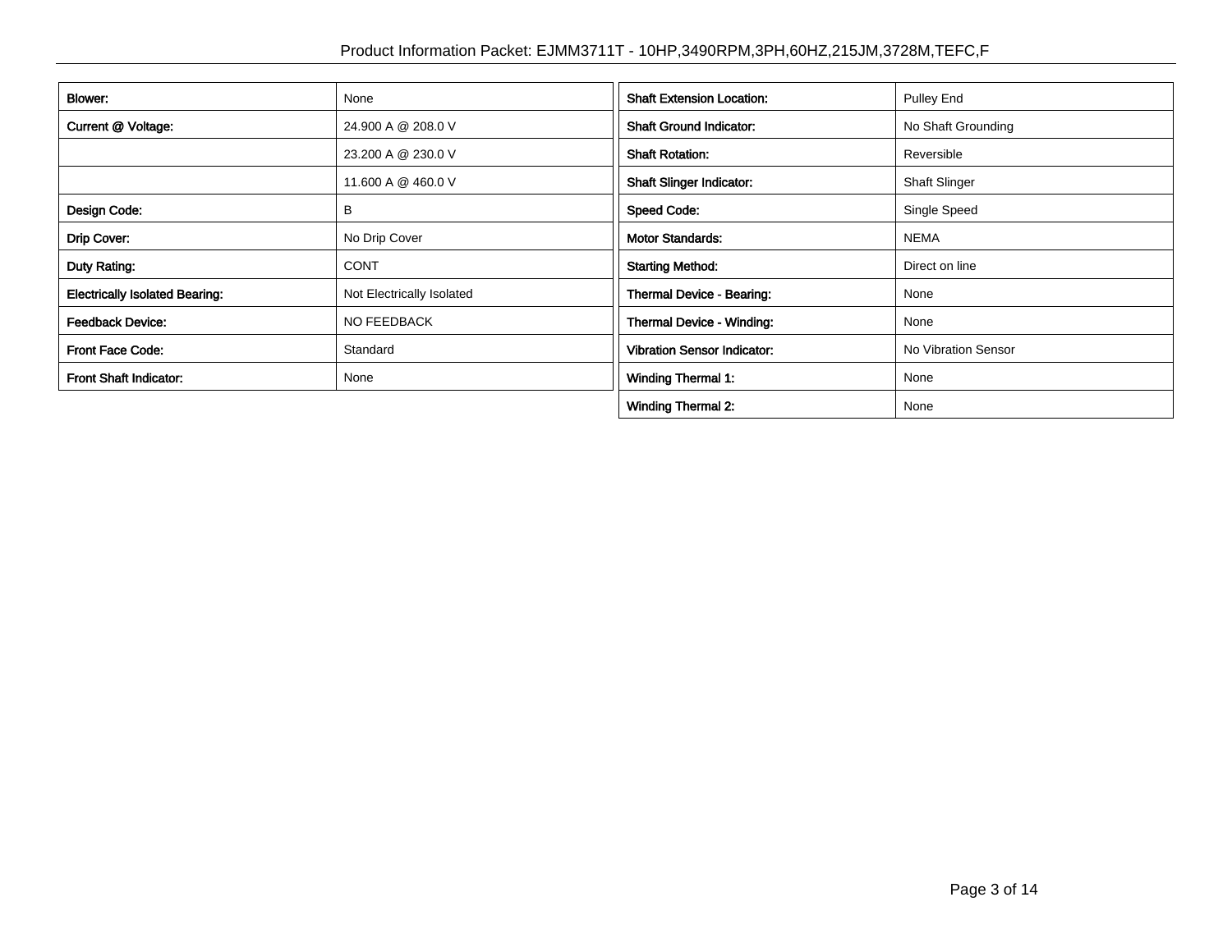| | |
|---|---|
| **Blower:** | None |
| **Current @ Voltage:** | 24.900 A @ 208.0 V |
| | 23.200 A @ 230.0 V |
| | 11.600 A @ 460.0 V |
| **Design Code:** | B |
| **Drip Cover:** | No Drip Cover |
| **Duty Rating:** | CONT |
| **Electrically Isolated Bearing:** | Not Electrically Isolated |
| **Feedback Device:** | NO FEEDBACK |
| **Front Face Code:** | Standard |
| **Front Shaft Indicator:** | None |

| | |
|---|---|
| **Shaft Extension Location:** | Pulley End |
| **Shaft Ground Indicator:** | No Shaft Grounding |
| **Shaft Rotation:** | Reversible |
| **Shaft Slinger Indicator:** | Shaft Slinger |
| **Speed Code:** | Single Speed |
| **Motor Standards:** | NEMA |
| **Starting Method:** | Direct on line |
| **Thermal Device - Bearing:** | None |
| **Thermal Device - Winding:** | None |
| **Vibration Sensor Indicator:** | No Vibration Sensor |
| **Winding Thermal 1:** | None |
| **Winding Thermal 2:** | None |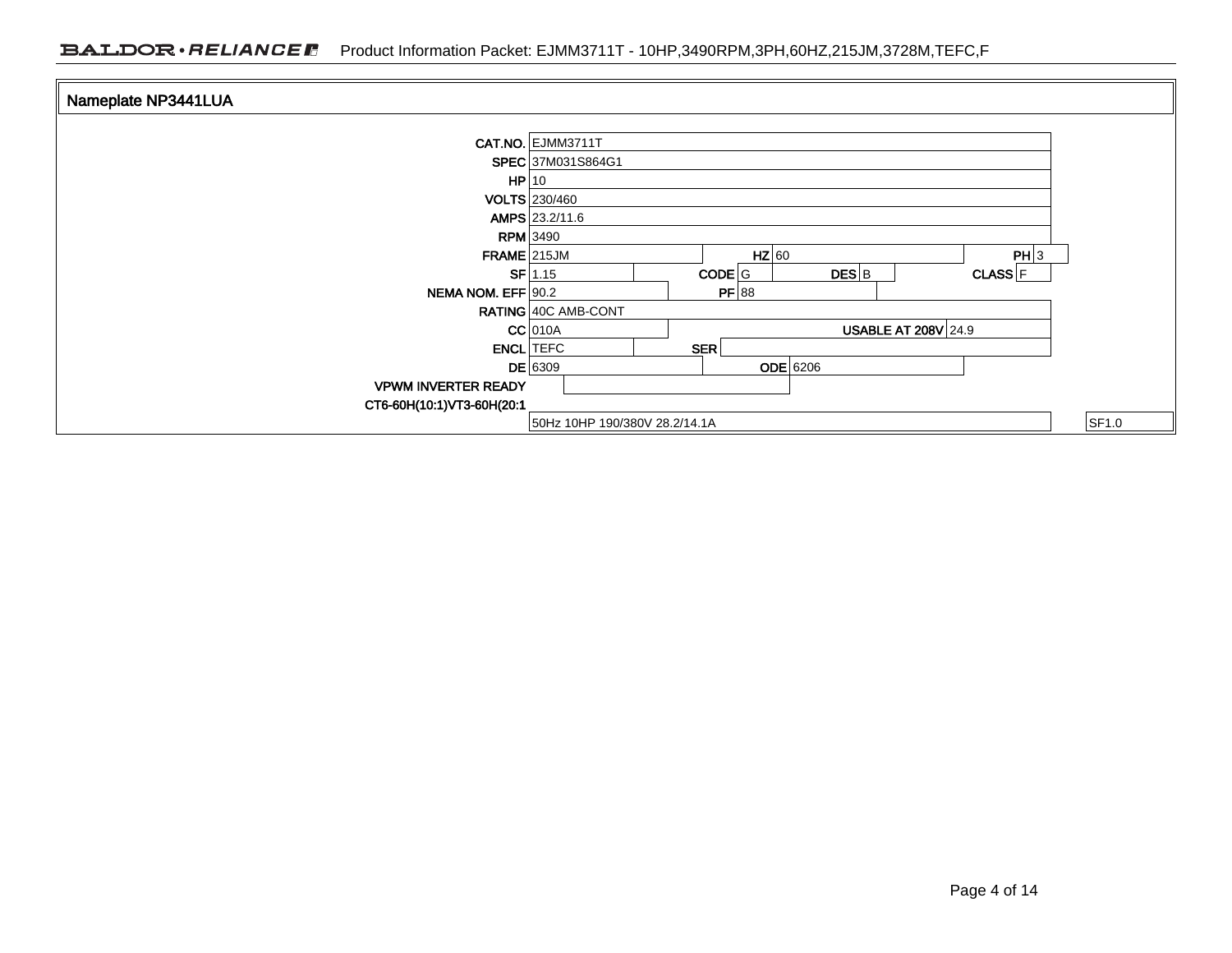## Nameplate NP3441LUA

| Field | Value | Field | Value | Field | Value | Field | Value |
|---|---|---|---|---|---|---|---|
| CAT.NO. | EJMM3711T | | | | | | |
| SPEC | 37M031S864G1 | | | | | | |
| HP | 10 | | | | | | |
| VOLTS | 230/460 | | | | | | |
| AMPS | 23.2/11.6 | | | | | | |
| RPM | 3490 | | | | | | |
| FRAME | 215JM | HZ | 60 | | | PH | 3 |
| SF | 1.15 | CODE | G | DES | B | CLASS | F |
| NEMA NOM. EFF | 90.2 | PF | 88 | | | | |
| RATING | 40C AMB-CONT | | | | | | |
| CC | 010A | USABLE AT 208V | 24.9 | | | | |
| ENCL | TEFC | SER | | | | | |
| DE | 6309 | ODE | 6206 | | | | |
| VPWM INVERTER READY | | | | | | | |
| CT6-60H(10:1)VT3-60H(20:1 | | | | | | | |
| | 50Hz 10HP 190/380V 28.2/14.1A | | | | | | SF1.0 |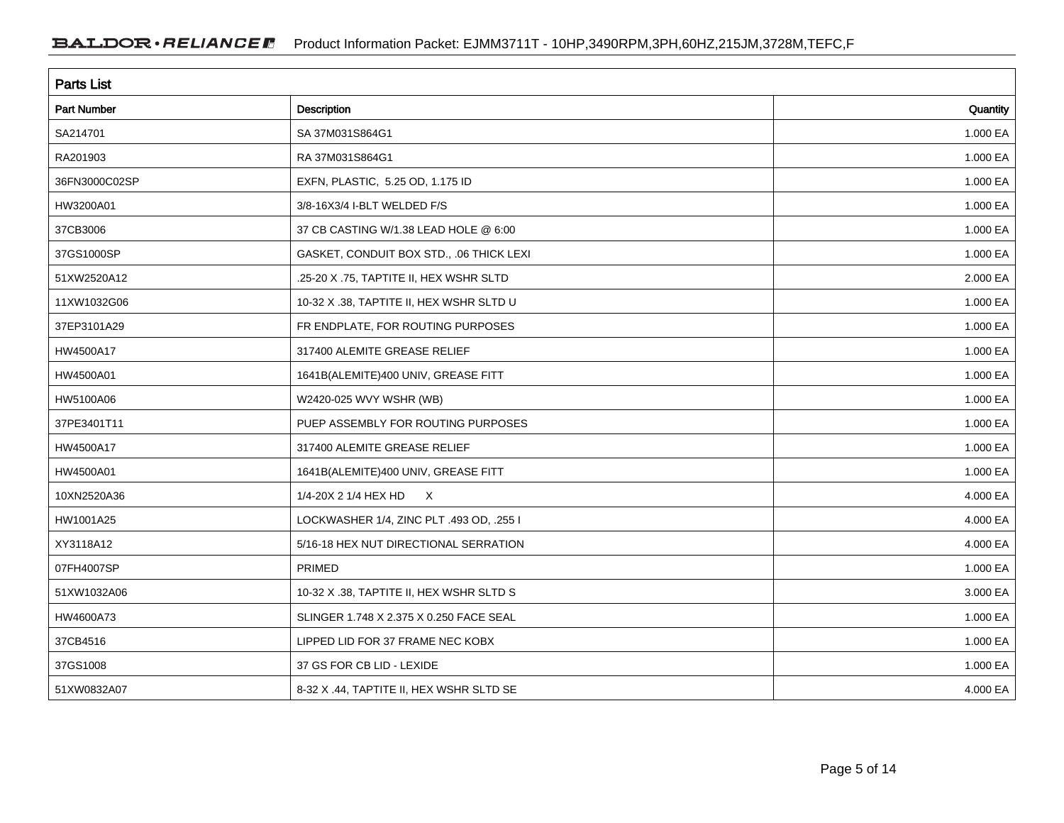## Parts List

| Part Number | Description | Quantity |
|---|---|---|
| SA214701 | SA 37M031S864G1 | 1.000 EA |
| RA201903 | RA 37M031S864G1 | 1.000 EA |
| 36FN3000C02SP | EXFN, PLASTIC, 5.25 OD, 1.175 ID | 1.000 EA |
| HW3200A01 | 3/8-16X3/4 I-BLT WELDED F/S | 1.000 EA |
| 37CB3006 | 37 CB CASTING W/1.38 LEAD HOLE @ 6:00 | 1.000 EA |
| 37GS1000SP | GASKET, CONDUIT BOX STD., .06 THICK LEXI | 1.000 EA |
| 51XW2520A12 | .25-20 X .75, TAPTITE II, HEX WSHR SLTD | 2.000 EA |
| 11XW1032G06 | 10-32 X .38, TAPTITE II, HEX WSHR SLTD U | 1.000 EA |
| 37EP3101A29 | FR ENDPLATE, FOR ROUTING PURPOSES | 1.000 EA |
| HW4500A17 | 317400 ALEMITE GREASE RELIEF | 1.000 EA |
| HW4500A01 | 1641B(ALEMITE)400 UNIV, GREASE FITT | 1.000 EA |
| HW5100A06 | W2420-025 WVY WSHR (WB) | 1.000 EA |
| 37PE3401T11 | PUEP ASSEMBLY FOR ROUTING PURPOSES | 1.000 EA |
| HW4500A17 | 317400 ALEMITE GREASE RELIEF | 1.000 EA |
| HW4500A01 | 1641B(ALEMITE)400 UNIV, GREASE FITT | 1.000 EA |
| 10XN2520A36 | 1/4-20X 2 1/4 HEX HD X | 4.000 EA |
| HW1001A25 | LOCKWASHER 1/4, ZINC PLT .493 OD, .255 I | 4.000 EA |
| XY3118A12 | 5/16-18 HEX NUT DIRECTIONAL SERRATION | 4.000 EA |
| 07FH4007SP | PRIMED | 1.000 EA |
| 51XW1032A06 | 10-32 X .38, TAPTITE II, HEX WSHR SLTD S | 3.000 EA |
| HW4600A73 | SLINGER 1.748 X 2.375 X 0.250 FACE SEAL | 1.000 EA |
| 37CB4516 | LIPPED LID FOR 37 FRAME NEC KOBX | 1.000 EA |
| 37GS1008 | 37 GS FOR CB LID - LEXIDE | 1.000 EA |
| 51XW0832A07 | 8-32 X .44, TAPTITE II, HEX WSHR SLTD SE | 4.000 EA |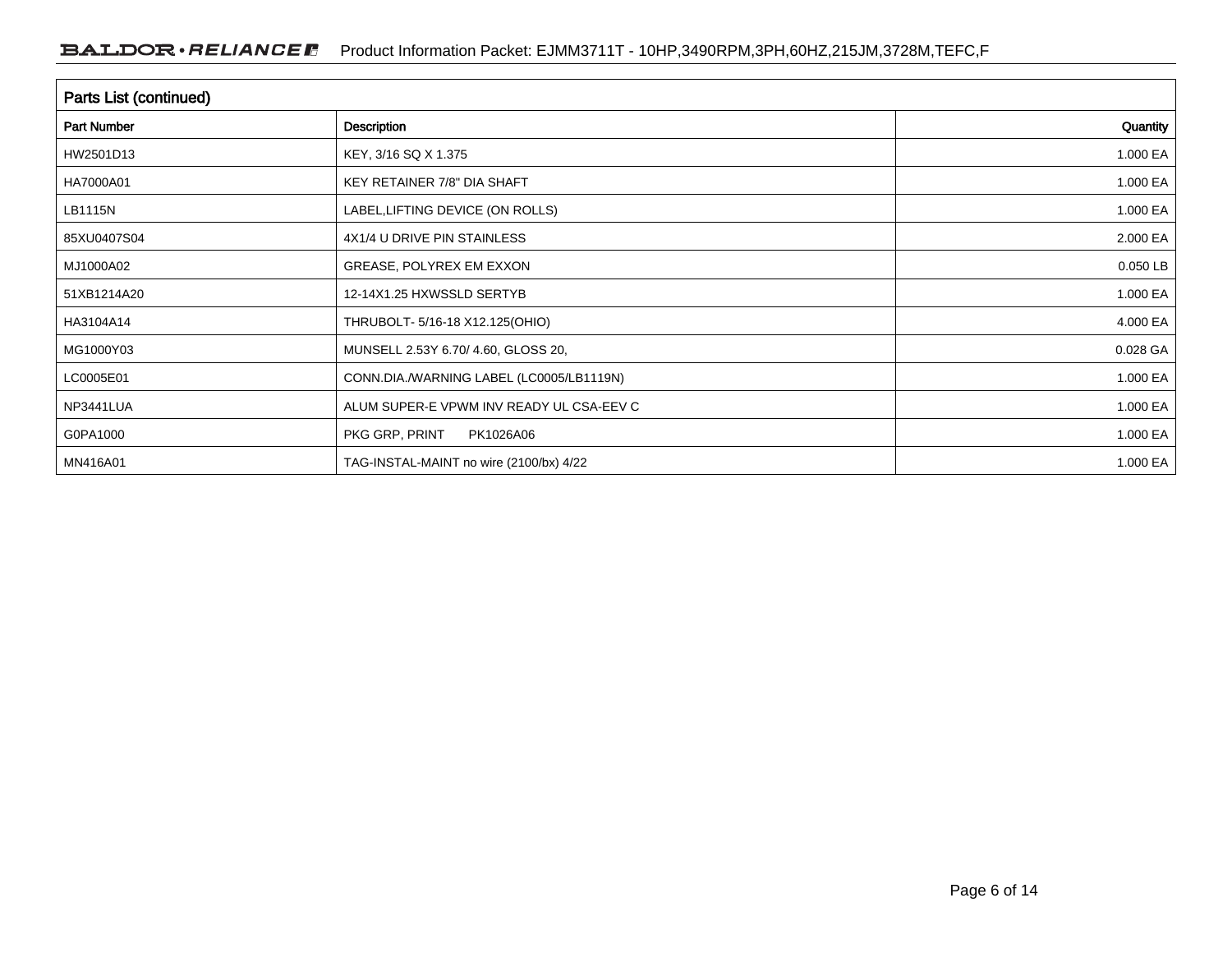## Parts List (continued)

| Part Number | Description | Quantity |
|---|---|---|
| HW2501D13 | KEY, 3/16 SQ X 1.375 | 1.000 EA |
| HA7000A01 | KEY RETAINER 7/8" DIA SHAFT | 1.000 EA |
| LB1115N | LABEL,LIFTING DEVICE (ON ROLLS) | 1.000 EA |
| 85XU0407S04 | 4X1/4 U DRIVE PIN STAINLESS | 2.000 EA |
| MJ1000A02 | GREASE, POLYREX EM EXXON | 0.050 LB |
| 51XB1214A20 | 12-14X1.25 HXWSSLD SERTYB | 1.000 EA |
| HA3104A14 | THRUBOLT- 5/16-18 X12.125(OHIO) | 4.000 EA |
| MG1000Y03 | MUNSELL 2.53Y 6.70/ 4.60, GLOSS 20, | 0.028 GA |
| LC0005E01 | CONN.DIA./WARNING LABEL (LC0005/LB1119N) | 1.000 EA |
| NP3441LUA | ALUM SUPER-E VPWM INV READY UL CSA-EEV C | 1.000 EA |
| G0PA1000 | PKG GRP, PRINT PK1026A06 | 1.000 EA |
| MN416A01 | TAG-INSTAL-MAINT no wire (2100/bx) 4/22 | 1.000 EA |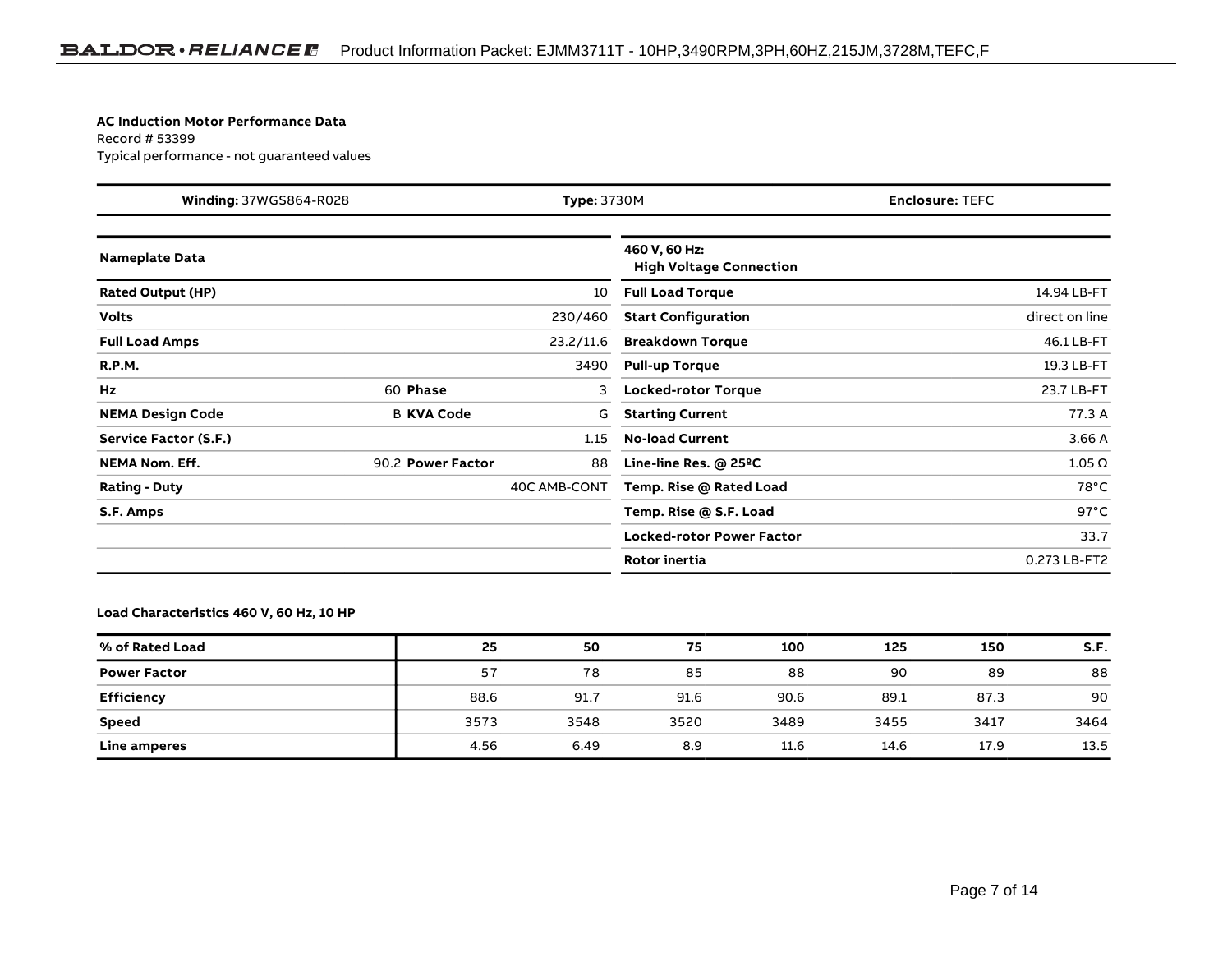**AC Induction Motor Performance Data**
Record # 53399
Typical performance - not guaranteed values

| **Winding:** 37WGS864-R028 | **Type:** 3730M | **Enclosure:** TEFC |
|---|---|---|

| **Nameplate Data** | | | |
|---|---|---|---|
| **Rated Output (HP)** | | | 10 |
| **Volts** | | | 230/460 |
| **Full Load Amps** | | | 23.2/11.6 |
| **R.P.M.** | | | 3490 |
| **Hz** | 60 | **Phase** | 3 |
| **NEMA Design Code** | B | **KVA Code** | G |
| **Service Factor (S.F.)** | | | 1.15 |
| **NEMA Nom. Eff.** | 90.2 | **Power Factor** | 88 |
| **Rating - Duty** | | | 40C AMB-CONT |
| **S.F. Amps** | | | |

| **460 V, 60 Hz: High Voltage Connection** | |
|---|---|
| **Full Load Torque** | 14.94 LB-FT |
| **Start Configuration** | direct on line |
| **Breakdown Torque** | 46.1 LB-FT |
| **Pull-up Torque** | 19.3 LB-FT |
| **Locked-rotor Torque** | 23.7 LB-FT |
| **Starting Current** | 77.3 A |
| **No-load Current** | 3.66 A |
| **Line-line Res. @ 25ºC** | 1.05 Ω |
| **Temp. Rise @ Rated Load** | 78°C |
| **Temp. Rise @ S.F. Load** | 97°C |
| **Locked-rotor Power Factor** | 33.7 |
| **Rotor inertia** | 0.273 LB-FT2 |

**Load Characteristics 460 V, 60 Hz, 10 HP**

| **% of Rated Load** | **25** | **50** | **75** | **100** | **125** | **150** | **S.F.** |
|---|---|---|---|---|---|---|---|
| **Power Factor** | 57 | 78 | 85 | 88 | 90 | 89 | 88 |
| **Efficiency** | 88.6 | 91.7 | 91.6 | 90.6 | 89.1 | 87.3 | 90 |
| **Speed** | 3573 | 3548 | 3520 | 3489 | 3455 | 3417 | 3464 |
| **Line amperes** | 4.56 | 6.49 | 8.9 | 11.6 | 14.6 | 17.9 | 13.5 |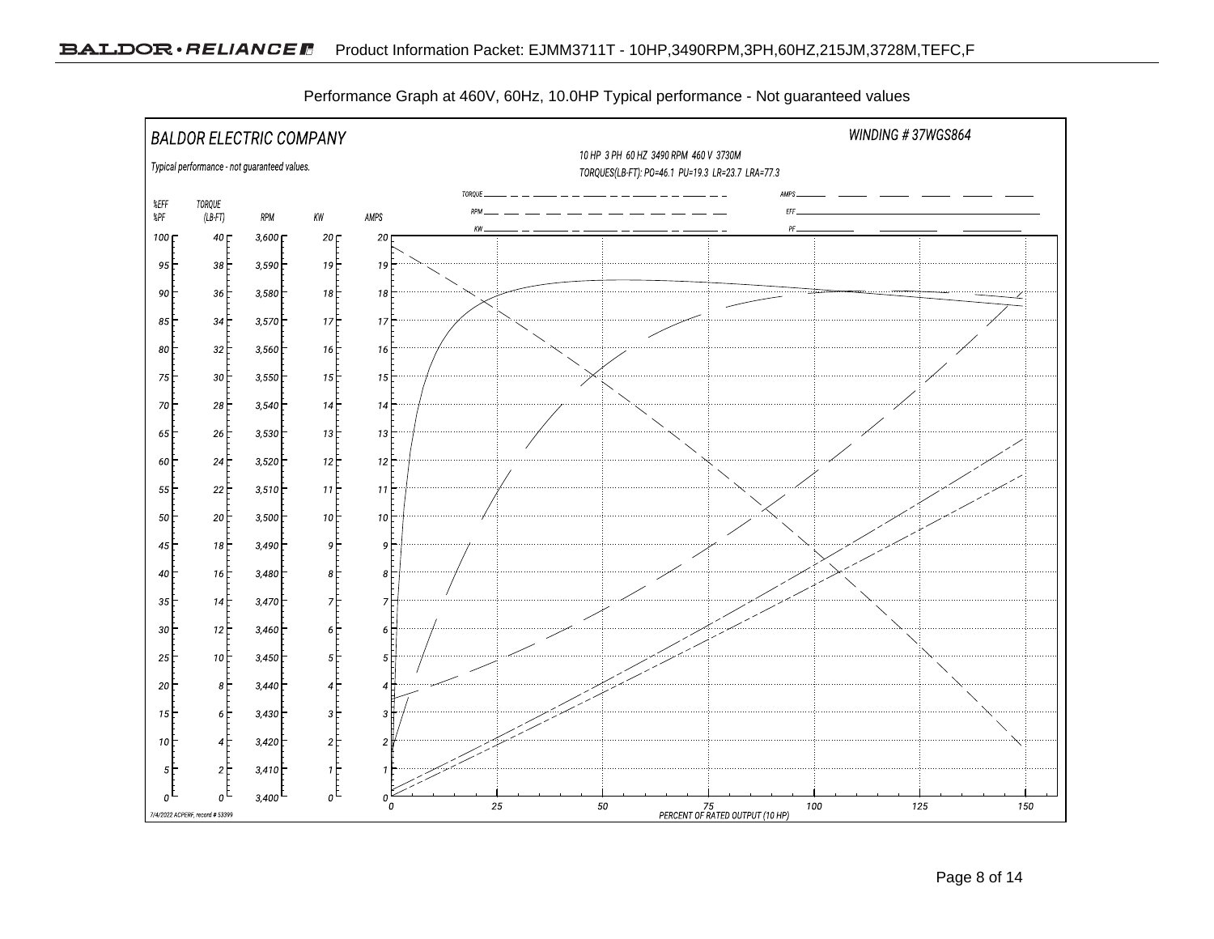Performance Graph at 460V, 60Hz, 10.0HP Typical performance - Not guaranteed values

BALDOR ELECTRIC COMPANY

Typical performance - not guaranteed values.

WINDING # 37WGS864

10 HP 3 PH 60 HZ 3490 RPM 460 V 3730M

TORQUES(LB-FT): PO=46.1 PU=19.3 LR=23.7 LRA=77.3

Legend: TORQUE, RPM, KW, AMPS, EFF, PF

| %EFF %PF | TORQUE (LB-FT) | RPM | KW | AMPS |
|---|---|---|---|---|
| 100 | 40 | 3,600 | 20 | 20 |
| 95 | 38 | 3,590 | 19 | 19 |
| 90 | 36 | 3,580 | 18 | 18 |
| 85 | 34 | 3,570 | 17 | 17 |
| 80 | 32 | 3,560 | 16 | 16 |
| 75 | 30 | 3,550 | 15 | 15 |
| 70 | 28 | 3,540 | 14 | 14 |
| 65 | 26 | 3,530 | 13 | 13 |
| 60 | 24 | 3,520 | 12 | 12 |
| 55 | 22 | 3,510 | 11 | 11 |
| 50 | 20 | 3,500 | 10 | 10 |
| 45 | 18 | 3,490 | 9 | 9 |
| 40 | 16 | 3,480 | 8 | 8 |
| 35 | 14 | 3,470 | 7 | 7 |
| 30 | 12 | 3,460 | 6 | 6 |
| 25 | 10 | 3,450 | 5 | 5 |
| 20 | 8 | 3,440 | 4 | 4 |
| 15 | 6 | 3,430 | 3 | 3 |
| 10 | 4 | 3,420 | 2 | 2 |
| 5 | 2 | 3,410 | 1 | 1 |
| 0 | 0 | 3,400 | 0 | 0 |

PERCENT OF RATED OUTPUT (10 HP): 0, 25, 50, 75, 100, 125, 150

7/4/2022 ACPERF, record # 53399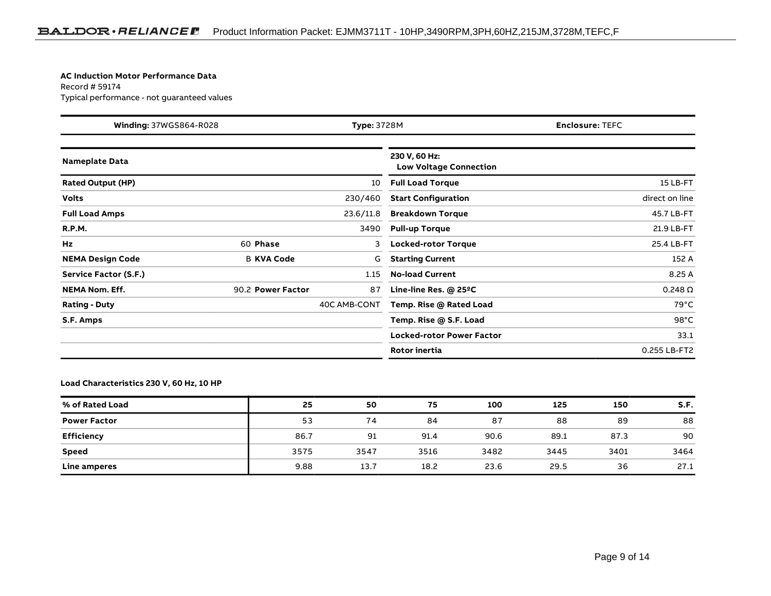**AC Induction Motor Performance Data**
Record # 59174
Typical performance - not guaranteed values

| **Winding:** 37WGS864-R028 | **Type:** 3728M | **Enclosure:** TEFC |
|---|---|---|

| **Nameplate Data** | | | | **230 V, 60 Hz: Low Voltage Connection** | |
|---|---|---|---|---|---|
| **Rated Output (HP)** | | | 10 | **Full Load Torque** | 15 LB-FT |
| **Volts** | | | 230/460 | **Start Configuration** | direct on line |
| **Full Load Amps** | | | 23.6/11.8 | **Breakdown Torque** | 45.7 LB-FT |
| **R.P.M.** | | | 3490 | **Pull-up Torque** | 21.9 LB-FT |
| **Hz** | 60 | **Phase** | 3 | **Locked-rotor Torque** | 25.4 LB-FT |
| **NEMA Design Code** | B | **KVA Code** | G | **Starting Current** | 152 A |
| **Service Factor (S.F.)** | | | 1.15 | **No-load Current** | 8.25 A |
| **NEMA Nom. Eff.** | 90.2 | **Power Factor** | 87 | **Line-line Res. @ 25ºC** | 0.248 Ω |
| **Rating - Duty** | | | 40C AMB-CONT | **Temp. Rise @ Rated Load** | 79°C |
| **S.F. Amps** | | | | **Temp. Rise @ S.F. Load** | 98°C |
| | | | | **Locked-rotor Power Factor** | 33.1 |
| | | | | **Rotor inertia** | 0.255 LB-FT2 |

**Load Characteristics 230 V, 60 Hz, 10 HP**

| **% of Rated Load** | **25** | **50** | **75** | **100** | **125** | **150** | **S.F.** |
|---|---|---|---|---|---|---|---|
| **Power Factor** | 53 | 74 | 84 | 87 | 88 | 89 | 88 |
| **Efficiency** | 86.7 | 91 | 91.4 | 90.6 | 89.1 | 87.3 | 90 |
| **Speed** | 3575 | 3547 | 3516 | 3482 | 3445 | 3401 | 3464 |
| **Line amperes** | 9.88 | 13.7 | 18.2 | 23.6 | 29.5 | 36 | 27.1 |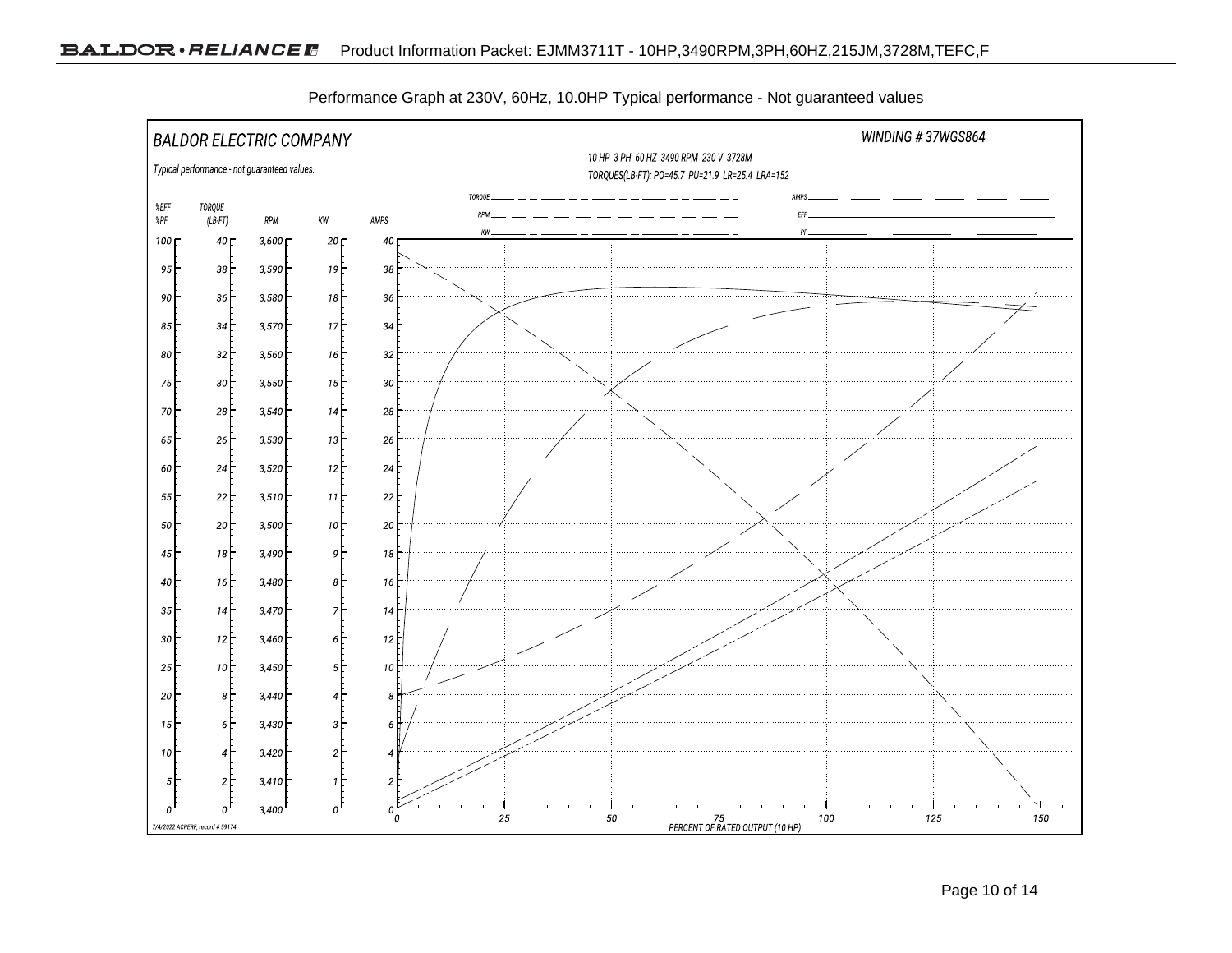Performance Graph at 230V, 60Hz, 10.0HP Typical performance - Not guaranteed values

BALDOR ELECTRIC COMPANY

WINDING # 37WGS864

Typical performance - not guaranteed values.

10 HP 3 PH 60 HZ 3490 RPM 230 V 3728M

TORQUES(LB-FT): PO=45.7 PU=21.9 LR=25.4 LRA=152

TORQUE — RPM — KW — AMPS — EFF — PF

| %EFF %PF | TORQUE (LB-FT) | RPM | KW | AMPS |
|---|---|---|---|---|
| 100 | 40 | 3,600 | 20 | 40 |
| 95 | 38 | 3,590 | 19 | 38 |
| 90 | 36 | 3,580 | 18 | 36 |
| 85 | 34 | 3,570 | 17 | 34 |
| 80 | 32 | 3,560 | 16 | 32 |
| 75 | 30 | 3,550 | 15 | 30 |
| 70 | 28 | 3,540 | 14 | 28 |
| 65 | 26 | 3,530 | 13 | 26 |
| 60 | 24 | 3,520 | 12 | 24 |
| 55 | 22 | 3,510 | 11 | 22 |
| 50 | 20 | 3,500 | 10 | 20 |
| 45 | 18 | 3,490 | 9 | 18 |
| 40 | 16 | 3,480 | 8 | 16 |
| 35 | 14 | 3,470 | 7 | 14 |
| 30 | 12 | 3,460 | 6 | 12 |
| 25 | 10 | 3,450 | 5 | 10 |
| 20 | 8 | 3,440 | 4 | 8 |
| 15 | 6 | 3,430 | 3 | 6 |
| 10 | 4 | 3,420 | 2 | 4 |
| 5 | 2 | 3,410 | 1 | 2 |
| 0 | 0 | 3,400 | 0 | 0 |

PERCENT OF RATED OUTPUT (10 HP): 0, 25, 50, 75, 100, 125, 150

7/4/2022 ACPERF, record # 59174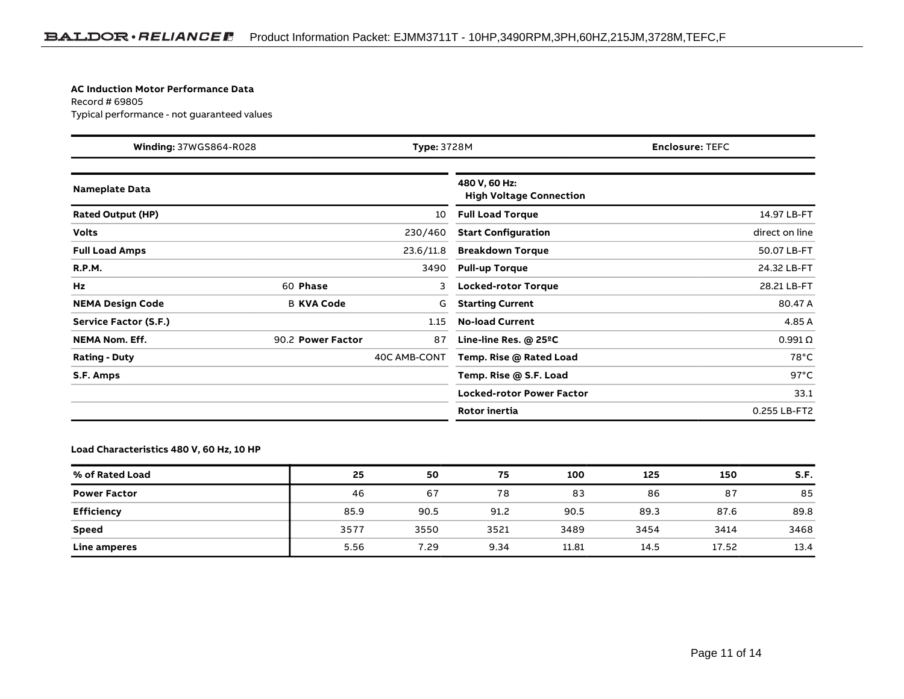**AC Induction Motor Performance Data**
Record # 69805
Typical performance - not guaranteed values

| **Winding:** 37WGS864-R028 | **Type:** 3728M | **Enclosure:** TEFC |
|---|---|---|

| **Nameplate Data** | | | | **480 V, 60 Hz: High Voltage Connection** | |
|---|---|---|---|---|---|
| **Rated Output (HP)** | | | 10 | **Full Load Torque** | 14.97 LB-FT |
| **Volts** | | | 230/460 | **Start Configuration** | direct on line |
| **Full Load Amps** | | | 23.6/11.8 | **Breakdown Torque** | 50.07 LB-FT |
| **R.P.M.** | | | 3490 | **Pull-up Torque** | 24.32 LB-FT |
| **Hz** | 60 | **Phase** | 3 | **Locked-rotor Torque** | 28.21 LB-FT |
| **NEMA Design Code** | B | **KVA Code** | G | **Starting Current** | 80.47 A |
| **Service Factor (S.F.)** | | | 1.15 | **No-load Current** | 4.85 A |
| **NEMA Nom. Eff.** | 90.2 | **Power Factor** | 87 | **Line-line Res. @ 25ºC** | 0.991 Ω |
| **Rating - Duty** | | | 40C AMB-CONT | **Temp. Rise @ Rated Load** | 78°C |
| **S.F. Amps** | | | | **Temp. Rise @ S.F. Load** | 97°C |
| | | | | **Locked-rotor Power Factor** | 33.1 |
| | | | | **Rotor inertia** | 0.255 LB-FT2 |

**Load Characteristics 480 V, 60 Hz, 10 HP**

| % of Rated Load | 25 | 50 | 75 | 100 | 125 | 150 | S.F. |
|---|---|---|---|---|---|---|---|
| **Power Factor** | 46 | 67 | 78 | 83 | 86 | 87 | 85 |
| **Efficiency** | 85.9 | 90.5 | 91.2 | 90.5 | 89.3 | 87.6 | 89.8 |
| **Speed** | 3577 | 3550 | 3521 | 3489 | 3454 | 3414 | 3468 |
| **Line amperes** | 5.56 | 7.29 | 9.34 | 11.81 | 14.5 | 17.52 | 13.4 |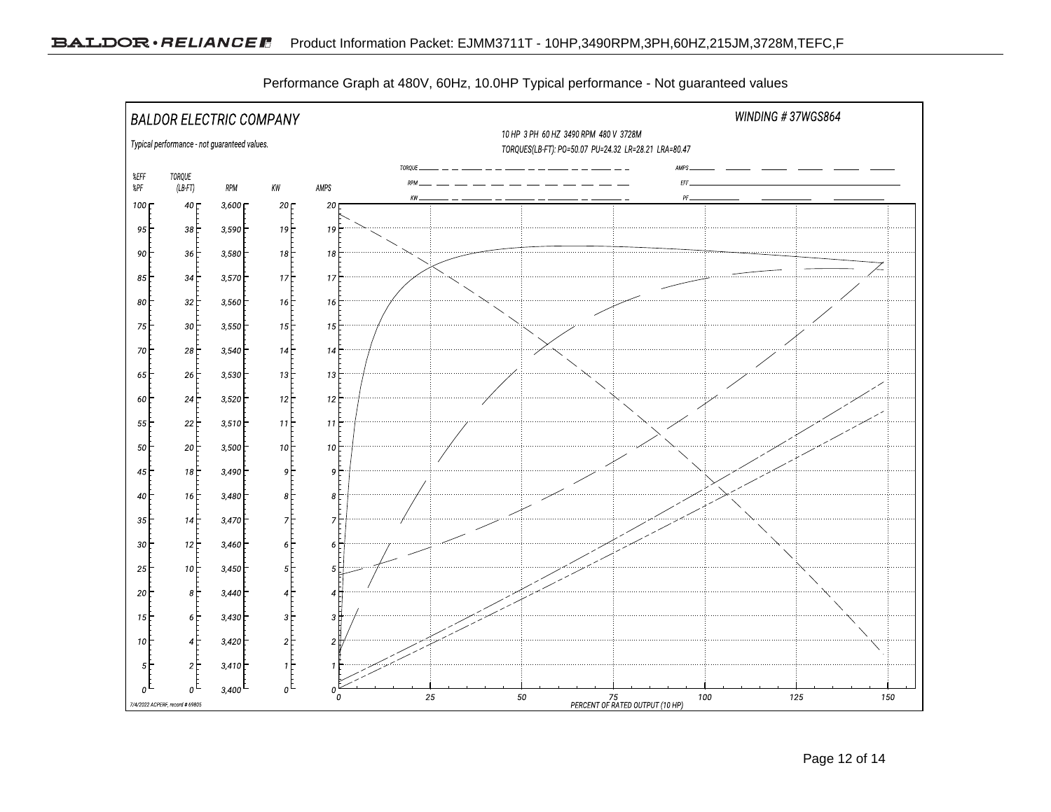Performance Graph at 480V, 60Hz, 10.0HP Typical performance - Not guaranteed values

BALDOR ELECTRIC COMPANY

WINDING # 37WGS864

Typical performance - not guaranteed values.

10 HP 3 PH 60 HZ 3490 RPM 480 V 3728M

TORQUES(LB-FT): PO=50.07 PU=24.32 LR=28.21 LRA=80.47

Legend: TORQUE, RPM, KW, AMPS, EFF, PF

| %EFF %PF | TORQUE (LB-FT) | RPM | KW | AMPS |
|---|---|---|---|---|
| 100 | 40 | 3,600 | 20 | 20 |
| 95 | 38 | 3,590 | 19 | 19 |
| 90 | 36 | 3,580 | 18 | 18 |
| 85 | 34 | 3,570 | 17 | 17 |
| 80 | 32 | 3,560 | 16 | 16 |
| 75 | 30 | 3,550 | 15 | 15 |
| 70 | 28 | 3,540 | 14 | 14 |
| 65 | 26 | 3,530 | 13 | 13 |
| 60 | 24 | 3,520 | 12 | 12 |
| 55 | 22 | 3,510 | 11 | 11 |
| 50 | 20 | 3,500 | 10 | 10 |
| 45 | 18 | 3,490 | 9 | 9 |
| 40 | 16 | 3,480 | 8 | 8 |
| 35 | 14 | 3,470 | 7 | 7 |
| 30 | 12 | 3,460 | 6 | 6 |
| 25 | 10 | 3,450 | 5 | 5 |
| 20 | 8 | 3,440 | 4 | 4 |
| 15 | 6 | 3,430 | 3 | 3 |
| 10 | 4 | 3,420 | 2 | 2 |
| 5 | 2 | 3,410 | 1 | 1 |
| 0 | 0 | 3,400 | 0 | 0 |

PERCENT OF RATED OUTPUT (10 HP): 0, 25, 50, 75, 100, 125, 150

7/4/2022 ACPERF, record # 69805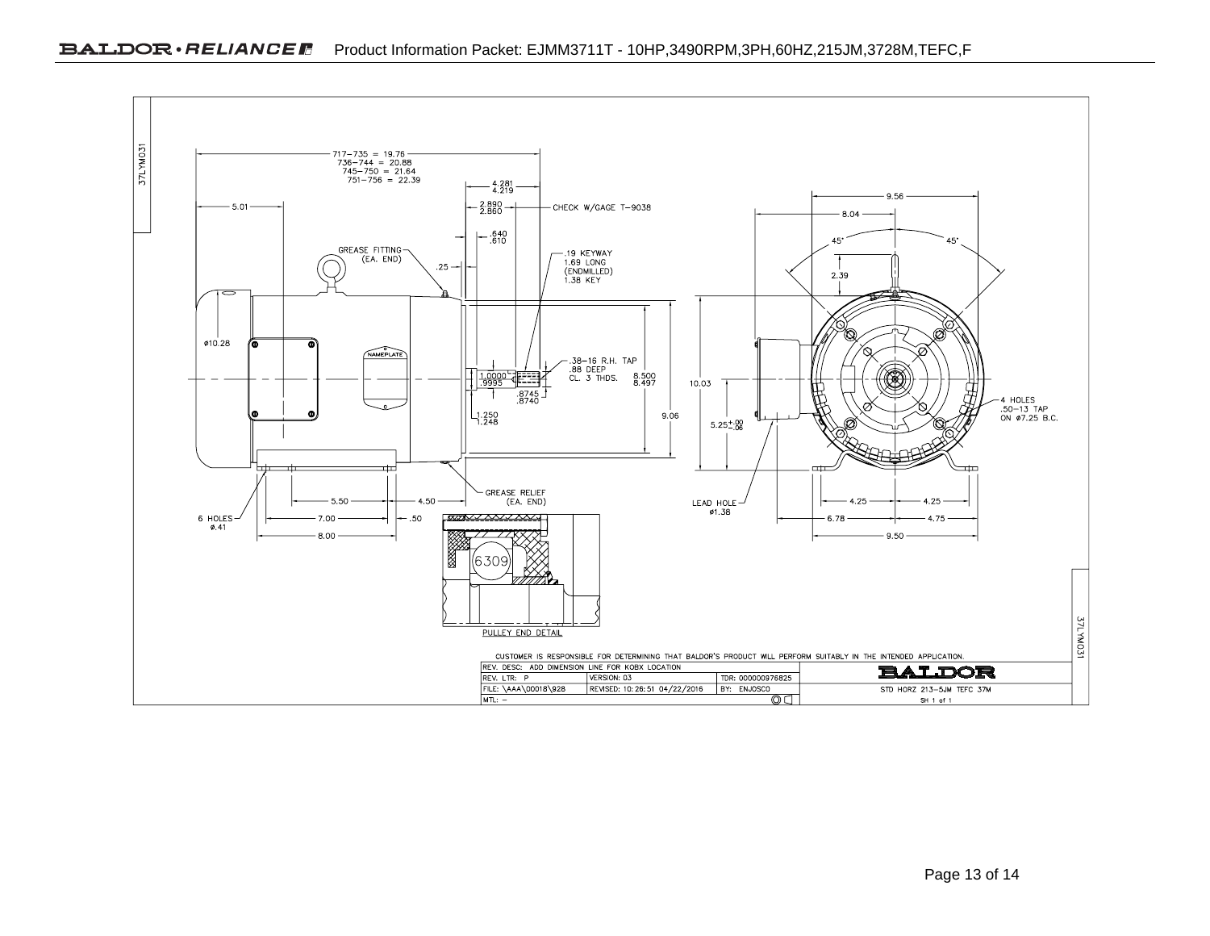Product Information Packet: EJMM3711T - 10HP,3490RPM,3PH,60HZ,215JM,3728M,TEFC,F

37LYM031

717–735 = 19.76
736–744 = 20.88
745–750 = 21.64
751–756 = 22.39

5.01

4.281
4.219

2.890
2.860

CHECK W/GAGE T-9038

.640
.610

GREASE FITTING (EA. END)

.25

.19 KEYWAY
1.69 LONG
(ENDMILLED)
1.38 KEY

ø10.28

NAMEPLATE

.38–16 R.H. TAP
.88 DEEP
CL. 3 THDS.

1.0000
.9995

.8745
.8740

8.500
8.497

1.250
1.248

9.06

10.03

5.25 +.00 −.06

9.56

8.04

45°

45°

2.39

4 HOLES
.50–13 TAP
ON ø7.25 B.C.

GREASE RELIEF (EA. END)

5.50

4.50

6 HOLES ø.41

7.00

.50

8.00

LEAD HOLE ø1.38

4.25

4.25

6.78

4.75

9.50

6309

PULLEY END DETAIL

CUSTOMER IS RESPONSIBLE FOR DETERMINING THAT BALDOR'S PRODUCT WILL PERFORM SUITABLY IN THE INTENDED APPLICATION.

| REV. DESC: ADD DIMENSION LINE FOR KOBX LOCATION | | | BALDOR |
|---|---|---|---|
| REV. LTR: P | VERSION: 03 | TDR: 000000976825 | |
| FILE: \AAA\00018\928 | REVISED: 10:26:51 04/22/2016 | BY: ENJOSCO | STD HORZ 213–5JM TEFC 37M |
| MTL: – | | | SH 1 of 1 |

37LYM031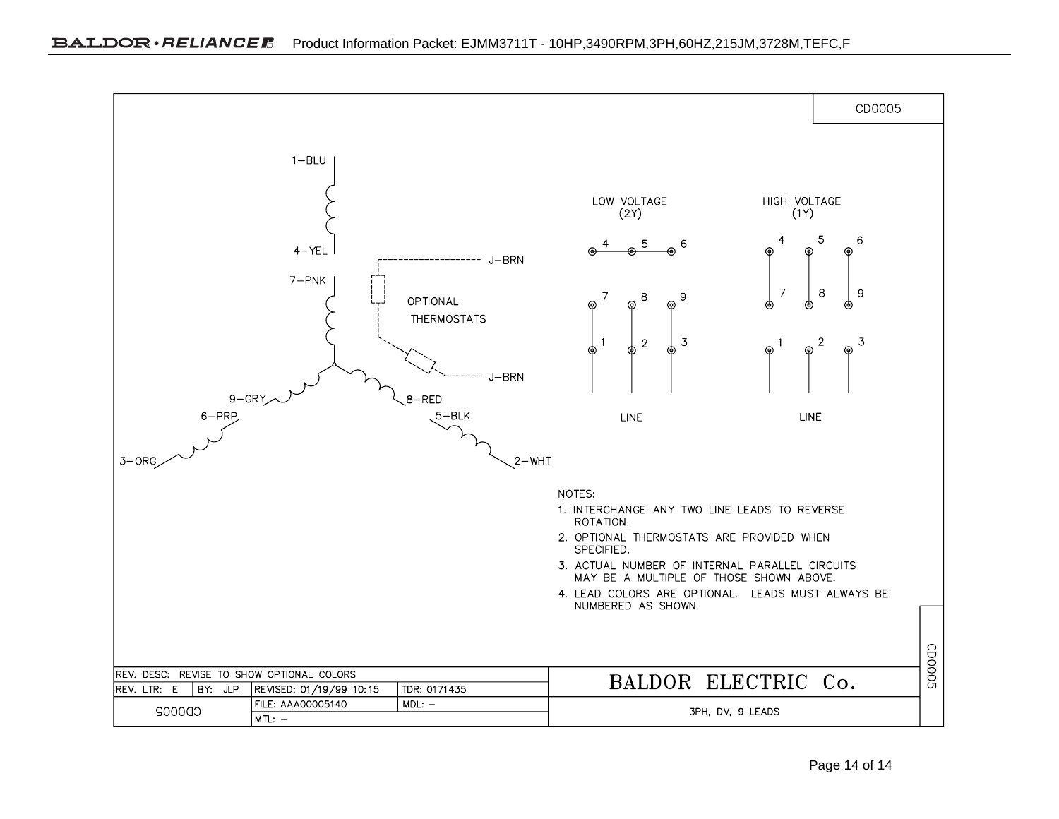CD0005

1–BLU

4–YEL

7–PNK

9–GRY

6–PRP

3–ORG

8–RED

5–BLK

2–WHT

J–BRN

J–BRN

OPTIONAL THERMOSTATS

LOW VOLTAGE (2Y)

4 5 6

7 8 9

1 2 3

LINE

HIGH VOLTAGE (1Y)

4 5 6

7 8 9

1 2 3

LINE

NOTES:

1. INTERCHANGE ANY TWO LINE LEADS TO REVERSE ROTATION.
2. OPTIONAL THERMOSTATS ARE PROVIDED WHEN SPECIFIED.
3. ACTUAL NUMBER OF INTERNAL PARALLEL CIRCUITS MAY BE A MULTIPLE OF THOSE SHOWN ABOVE.
4. LEAD COLORS ARE OPTIONAL. LEADS MUST ALWAYS BE NUMBERED AS SHOWN.

| | | | | |
|---|---|---|---|---|
| REV. DESC: REVISE TO SHOW OPTIONAL COLORS | | | | BALDOR ELECTRIC Co. |
| REV. LTR: E | BY: JLP | REVISED: 01/19/99 10:15 | TDR: 0171435 | |
| CD0005 | | FILE: AAA00005140 | MDL: – | 3PH, DV, 9 LEADS |
| | | MTL: – | | |

CD0005